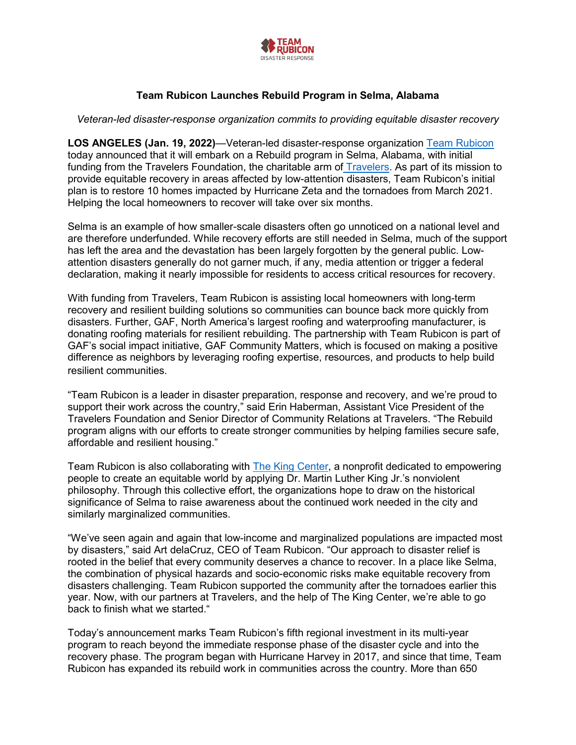TEAM RUBICON
DISASTER RESPONSE

## Team Rubicon Launches Rebuild Program in Selma, Alabama

*Veteran-led disaster-response organization commits to providing equitable disaster recovery*

**LOS ANGELES (Jan. 19, 2022)**—Veteran-led disaster-response organization Team Rubicon today announced that it will embark on a Rebuild program in Selma, Alabama, with initial funding from the Travelers Foundation, the charitable arm of Travelers. As part of its mission to provide equitable recovery in areas affected by low-attention disasters, Team Rubicon's initial plan is to restore 10 homes impacted by Hurricane Zeta and the tornadoes from March 2021. Helping the local homeowners to recover will take over six months.

Selma is an example of how smaller-scale disasters often go unnoticed on a national level and are therefore underfunded. While recovery efforts are still needed in Selma, much of the support has left the area and the devastation has been largely forgotten by the general public. Low-attention disasters generally do not garner much, if any, media attention or trigger a federal declaration, making it nearly impossible for residents to access critical resources for recovery.

With funding from Travelers, Team Rubicon is assisting local homeowners with long-term recovery and resilient building solutions so communities can bounce back more quickly from disasters. Further, GAF, North America's largest roofing and waterproofing manufacturer, is donating roofing materials for resilient rebuilding. The partnership with Team Rubicon is part of GAF's social impact initiative, GAF Community Matters, which is focused on making a positive difference as neighbors by leveraging roofing expertise, resources, and products to help build resilient communities.

"Team Rubicon is a leader in disaster preparation, response and recovery, and we're proud to support their work across the country," said Erin Haberman, Assistant Vice President of the Travelers Foundation and Senior Director of Community Relations at Travelers. "The Rebuild program aligns with our efforts to create stronger communities by helping families secure safe, affordable and resilient housing."

Team Rubicon is also collaborating with The King Center, a nonprofit dedicated to empowering people to create an equitable world by applying Dr. Martin Luther King Jr.'s nonviolent philosophy. Through this collective effort, the organizations hope to draw on the historical significance of Selma to raise awareness about the continued work needed in the city and similarly marginalized communities.

"We've seen again and again that low-income and marginalized populations are impacted most by disasters," said Art delaCruz, CEO of Team Rubicon. "Our approach to disaster relief is rooted in the belief that every community deserves a chance to recover. In a place like Selma, the combination of physical hazards and socio-economic risks make equitable recovery from disasters challenging. Team Rubicon supported the community after the tornadoes earlier this year. Now, with our partners at Travelers, and the help of The King Center, we're able to go back to finish what we started."

Today's announcement marks Team Rubicon's fifth regional investment in its multi-year program to reach beyond the immediate response phase of the disaster cycle and into the recovery phase. The program began with Hurricane Harvey in 2017, and since that time, Team Rubicon has expanded its rebuild work in communities across the country. More than 650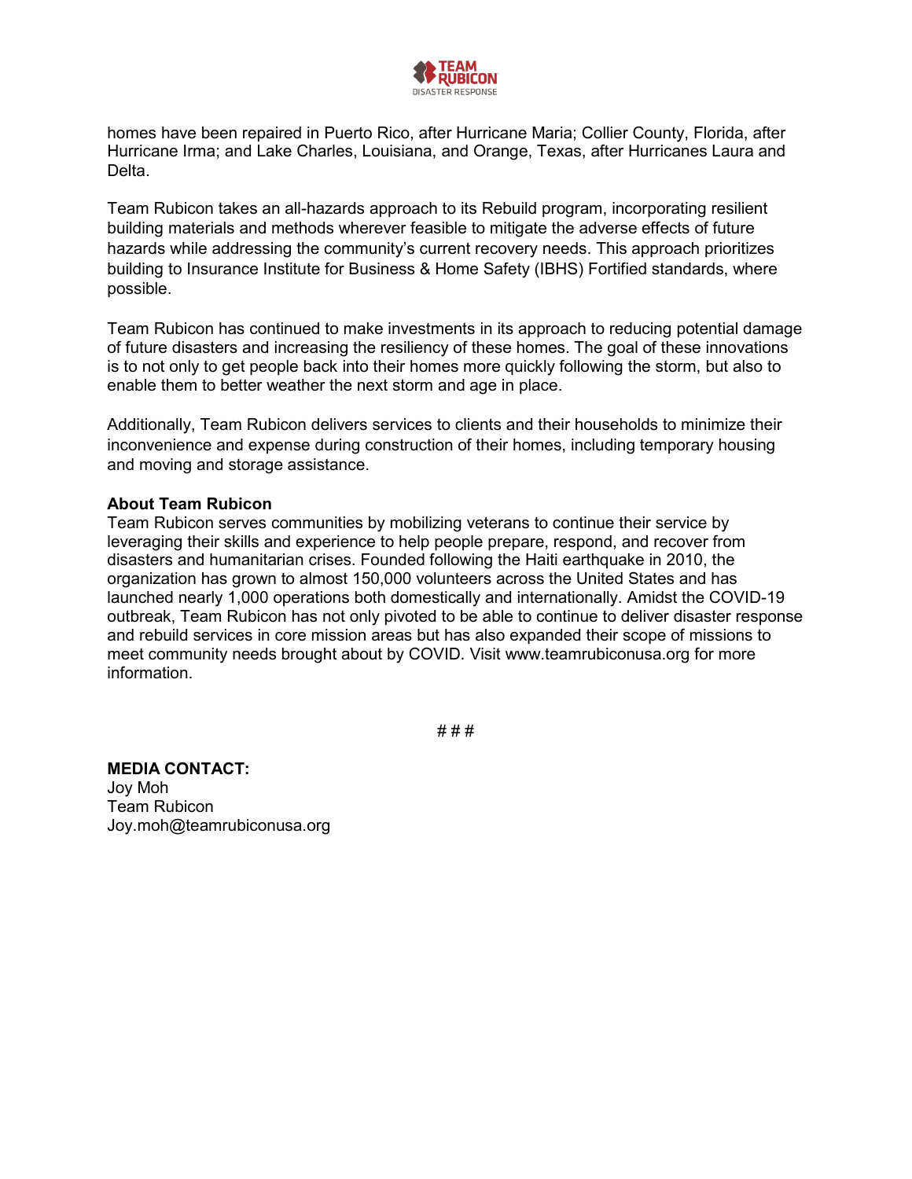homes have been repaired in Puerto Rico, after Hurricane Maria; Collier County, Florida, after Hurricane Irma; and Lake Charles, Louisiana, and Orange, Texas, after Hurricanes Laura and Delta.

Team Rubicon takes an all-hazards approach to its Rebuild program, incorporating resilient building materials and methods wherever feasible to mitigate the adverse effects of future hazards while addressing the community's current recovery needs. This approach prioritizes building to Insurance Institute for Business & Home Safety (IBHS) Fortified standards, where possible.

Team Rubicon has continued to make investments in its approach to reducing potential damage of future disasters and increasing the resiliency of these homes. The goal of these innovations is to not only to get people back into their homes more quickly following the storm, but also to enable them to better weather the next storm and age in place.

Additionally, Team Rubicon delivers services to clients and their households to minimize their inconvenience and expense during construction of their homes, including temporary housing and moving and storage assistance.

**About Team Rubicon**

Team Rubicon serves communities by mobilizing veterans to continue their service by leveraging their skills and experience to help people prepare, respond, and recover from disasters and humanitarian crises. Founded following the Haiti earthquake in 2010, the organization has grown to almost 150,000 volunteers across the United States and has launched nearly 1,000 operations both domestically and internationally. Amidst the COVID-19 outbreak, Team Rubicon has not only pivoted to be able to continue to deliver disaster response and rebuild services in core mission areas but has also expanded their scope of missions to meet community needs brought about by COVID. Visit www.teamrubiconusa.org for more information.

# # #

**MEDIA CONTACT:**
Joy Moh
Team Rubicon
Joy.moh@teamrubiconusa.org